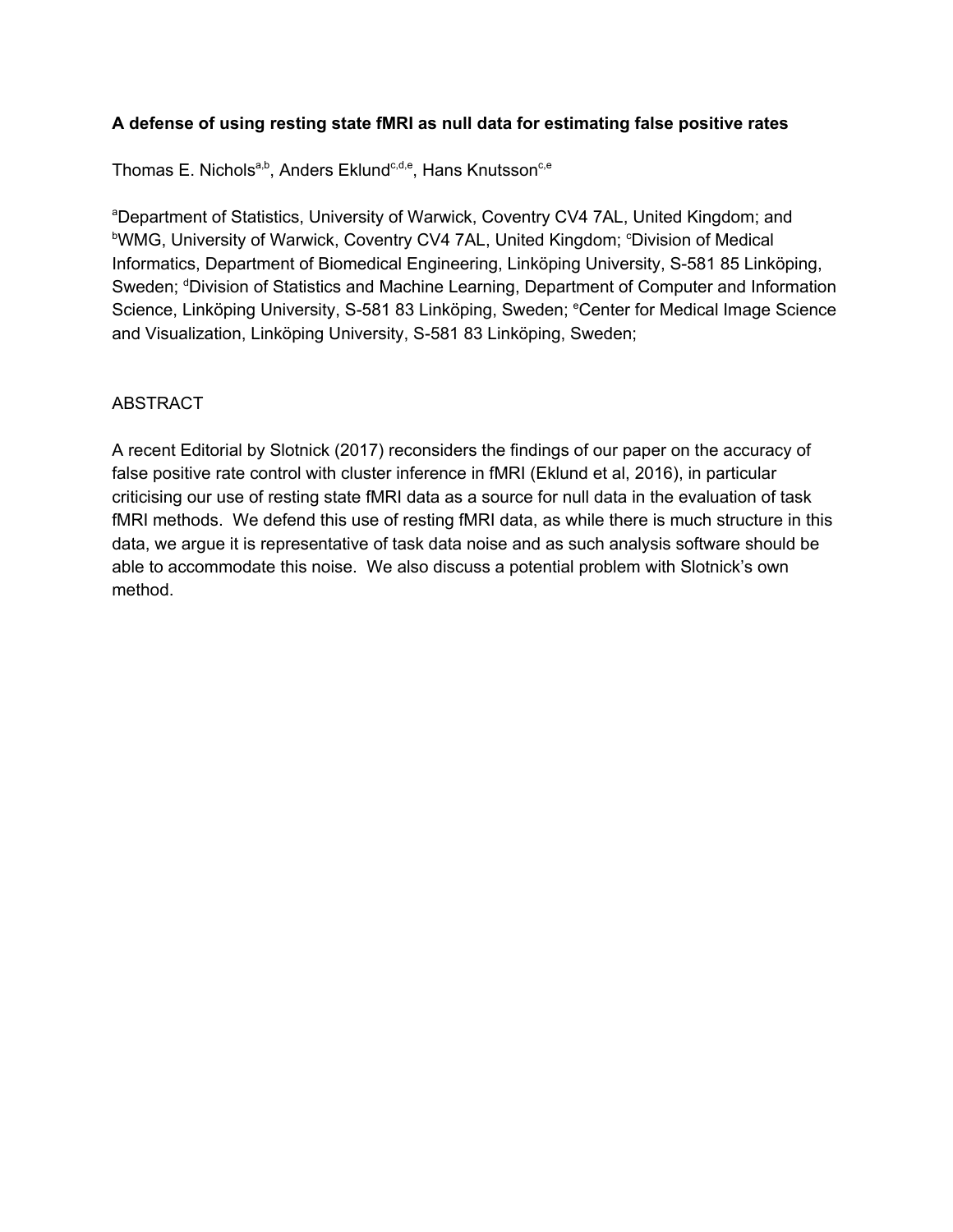**A defense of using resting state fMRI as null data for estimating false positive rates**

Thomas E. Nichols[a,b], Anders Eklund[c,d,e], Hans Knutsson[c,e]

[a]Department of Statistics, University of Warwick, Coventry CV4 7AL, United Kingdom; and [b]WMG, University of Warwick, Coventry CV4 7AL, United Kingdom; [c]Division of Medical Informatics, Department of Biomedical Engineering, Linköping University, S-581 85 Linköping, Sweden; [d]Division of Statistics and Machine Learning, Department of Computer and Information Science, Linköping University, S-581 83 Linköping, Sweden; [e]Center for Medical Image Science and Visualization, Linköping University, S-581 83 Linköping, Sweden;

ABSTRACT

A recent Editorial by Slotnick (2017) reconsiders the findings of our paper on the accuracy of false positive rate control with cluster inference in fMRI (Eklund et al, 2016), in particular criticising our use of resting state fMRI data as a source for null data in the evaluation of task fMRI methods. We defend this use of resting fMRI data, as while there is much structure in this data, we argue it is representative of task data noise and as such analysis software should be able to accommodate this noise. We also discuss a potential problem with Slotnick's own method.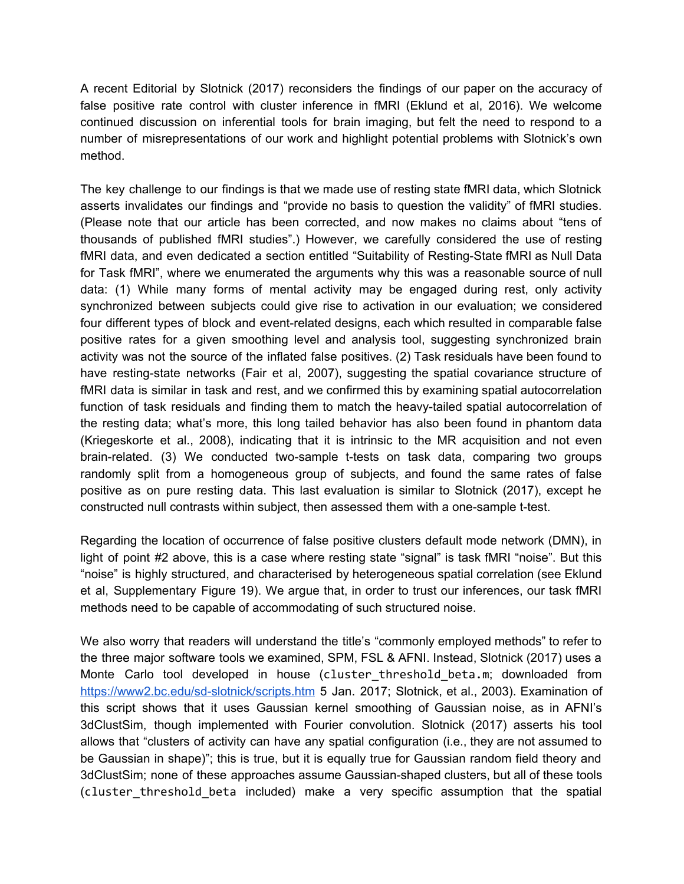A recent Editorial by Slotnick (2017) reconsiders the findings of our paper on the accuracy of false positive rate control with cluster inference in fMRI (Eklund et al, 2016). We welcome continued discussion on inferential tools for brain imaging, but felt the need to respond to a number of misrepresentations of our work and highlight potential problems with Slotnick's own method.

The key challenge to our findings is that we made use of resting state fMRI data, which Slotnick asserts invalidates our findings and "provide no basis to question the validity" of fMRI studies. (Please note that our article has been corrected, and now makes no claims about "tens of thousands of published fMRI studies".) However, we carefully considered the use of resting fMRI data, and even dedicated a section entitled "Suitability of Resting-State fMRI as Null Data for Task fMRI", where we enumerated the arguments why this was a reasonable source of null data: (1) While many forms of mental activity may be engaged during rest, only activity synchronized between subjects could give rise to activation in our evaluation; we considered four different types of block and event-related designs, each which resulted in comparable false positive rates for a given smoothing level and analysis tool, suggesting synchronized brain activity was not the source of the inflated false positives. (2) Task residuals have been found to have resting-state networks (Fair et al, 2007), suggesting the spatial covariance structure of fMRI data is similar in task and rest, and we confirmed this by examining spatial autocorrelation function of task residuals and finding them to match the heavy-tailed spatial autocorrelation of the resting data; what's more, this long tailed behavior has also been found in phantom data (Kriegeskorte et al., 2008), indicating that it is intrinsic to the MR acquisition and not even brain-related. (3) We conducted two-sample t-tests on task data, comparing two groups randomly split from a homogeneous group of subjects, and found the same rates of false positive as on pure resting data. This last evaluation is similar to Slotnick (2017), except he constructed null contrasts within subject, then assessed them with a one-sample t-test.

Regarding the location of occurrence of false positive clusters default mode network (DMN), in light of point #2 above, this is a case where resting state "signal" is task fMRI "noise". But this "noise" is highly structured, and characterised by heterogeneous spatial correlation (see Eklund et al, Supplementary Figure 19). We argue that, in order to trust our inferences, our task fMRI methods need to be capable of accommodating of such structured noise.

We also worry that readers will understand the title's "commonly employed methods" to refer to the three major software tools we examined, SPM, FSL & AFNI. Instead, Slotnick (2017) uses a Monte Carlo tool developed in house (`cluster_threshold_beta.m`; downloaded from [https://www2.bc.edu/sd-slotnick/scripts.htm](https://www2.bc.edu/sd-slotnick/scripts.htm) 5 Jan. 2017; Slotnick, et al., 2003). Examination of this script shows that it uses Gaussian kernel smoothing of Gaussian noise, as in AFNI's 3dClustSim, though implemented with Fourier convolution. Slotnick (2017) asserts his tool allows that "clusters of activity can have any spatial configuration (i.e., they are not assumed to be Gaussian in shape)"; this is true, but it is equally true for Gaussian random field theory and 3dClustSim; none of these approaches assume Gaussian-shaped clusters, but all of these tools (`cluster_threshold_beta` included) make a very specific assumption that the spatial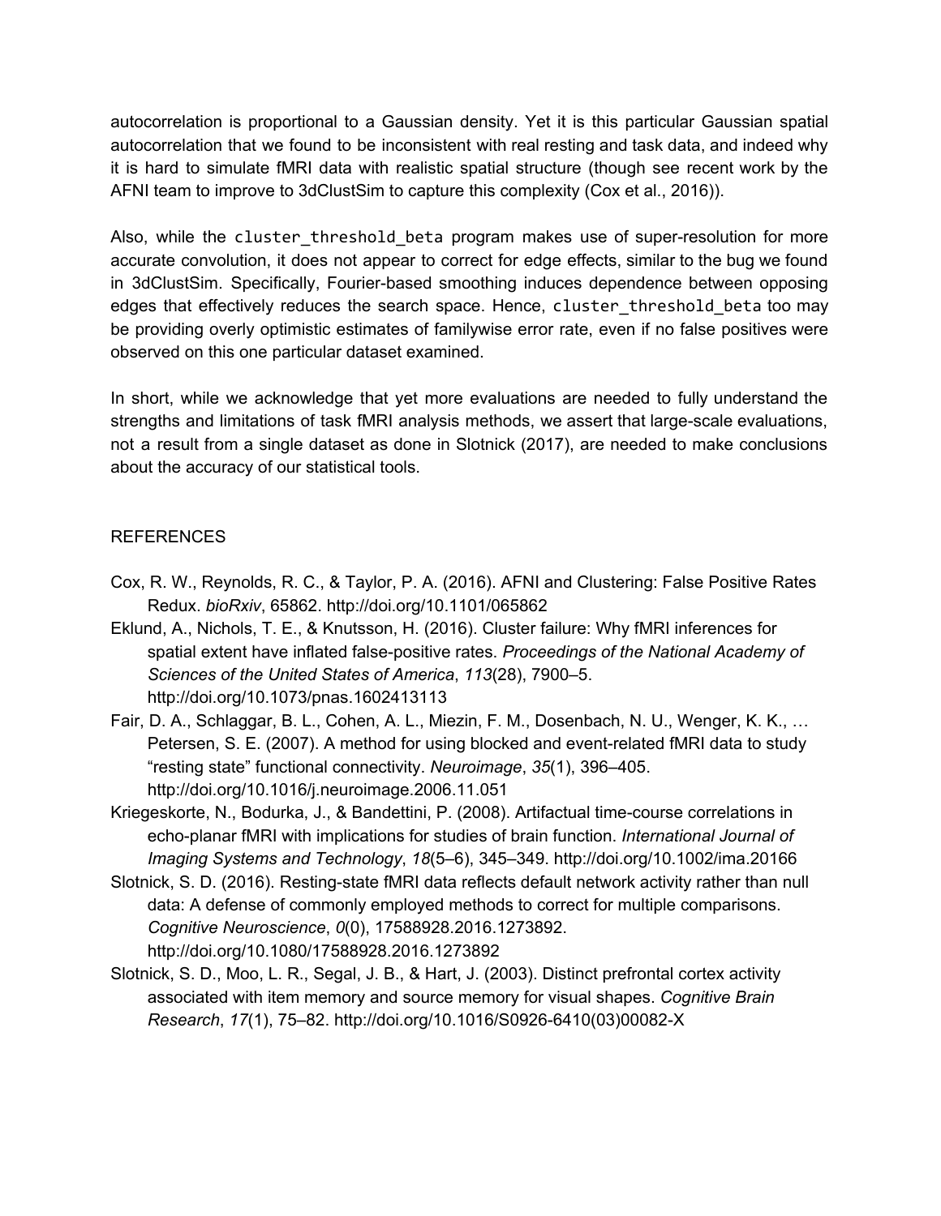autocorrelation is proportional to a Gaussian density. Yet it is this particular Gaussian spatial autocorrelation that we found to be inconsistent with real resting and task data, and indeed why it is hard to simulate fMRI data with realistic spatial structure (though see recent work by the AFNI team to improve to 3dClustSim to capture this complexity (Cox et al., 2016)).

Also, while the `cluster_threshold_beta` program makes use of super-resolution for more accurate convolution, it does not appear to correct for edge effects, similar to the bug we found in 3dClustSim. Specifically, Fourier-based smoothing induces dependence between opposing edges that effectively reduces the search space. Hence, `cluster_threshold_beta` too may be providing overly optimistic estimates of familywise error rate, even if no false positives were observed on this one particular dataset examined.

In short, while we acknowledge that yet more evaluations are needed to fully understand the strengths and limitations of task fMRI analysis methods, we assert that large-scale evaluations, not a result from a single dataset as done in Slotnick (2017), are needed to make conclusions about the accuracy of our statistical tools.

## REFERENCES

Cox, R. W., Reynolds, R. C., & Taylor, P. A. (2016). AFNI and Clustering: False Positive Rates Redux. *bioRxiv*, 65862. http://doi.org/10.1101/065862

Eklund, A., Nichols, T. E., & Knutsson, H. (2016). Cluster failure: Why fMRI inferences for spatial extent have inflated false-positive rates. *Proceedings of the National Academy of Sciences of the United States of America*, *113*(28), 7900–5. http://doi.org/10.1073/pnas.1602413113

Fair, D. A., Schlaggar, B. L., Cohen, A. L., Miezin, F. M., Dosenbach, N. U., Wenger, K. K., … Petersen, S. E. (2007). A method for using blocked and event-related fMRI data to study "resting state" functional connectivity. *Neuroimage*, *35*(1), 396–405. http://doi.org/10.1016/j.neuroimage.2006.11.051

Kriegeskorte, N., Bodurka, J., & Bandettini, P. (2008). Artifactual time-course correlations in echo-planar fMRI with implications for studies of brain function. *International Journal of Imaging Systems and Technology*, *18*(5–6), 345–349. http://doi.org/10.1002/ima.20166

Slotnick, S. D. (2016). Resting-state fMRI data reflects default network activity rather than null data: A defense of commonly employed methods to correct for multiple comparisons. *Cognitive Neuroscience*, *0*(0), 17588928.2016.1273892. http://doi.org/10.1080/17588928.2016.1273892

Slotnick, S. D., Moo, L. R., Segal, J. B., & Hart, J. (2003). Distinct prefrontal cortex activity associated with item memory and source memory for visual shapes. *Cognitive Brain Research*, *17*(1), 75–82. http://doi.org/10.1016/S0926-6410(03)00082-X